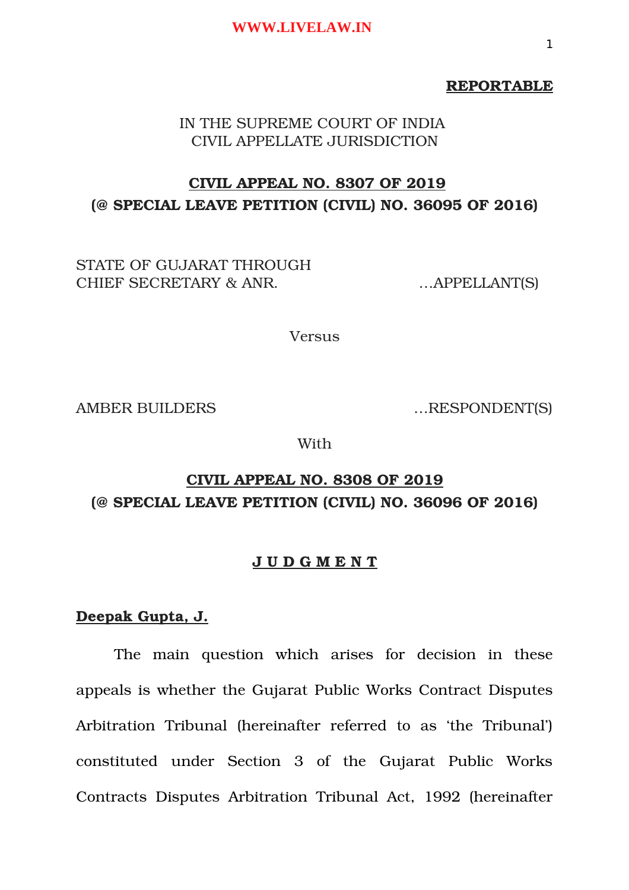**REPORTABLE**

IN THE SUPREME COURT OF INDIA
CIVIL APPELLATE JURISDICTION

**CIVIL APPEAL NO. 8307 OF 2019**
**(@ SPECIAL LEAVE PETITION (CIVIL) NO. 36095 OF 2016)**

STATE OF GUJARAT THROUGH
CHIEF SECRETARY & ANR. …APPELLANT(S)

Versus

AMBER BUILDERS …RESPONDENT(S)

With

**CIVIL APPEAL NO. 8308 OF 2019**
**(@ SPECIAL LEAVE PETITION (CIVIL) NO. 36096 OF 2016)**

**J U D G M E N T**

**Deepak Gupta, J.**

The main question which arises for decision in these appeals is whether the Gujarat Public Works Contract Disputes Arbitration Tribunal (hereinafter referred to as 'the Tribunal') constituted under Section 3 of the Gujarat Public Works Contracts Disputes Arbitration Tribunal Act, 1992 (hereinafter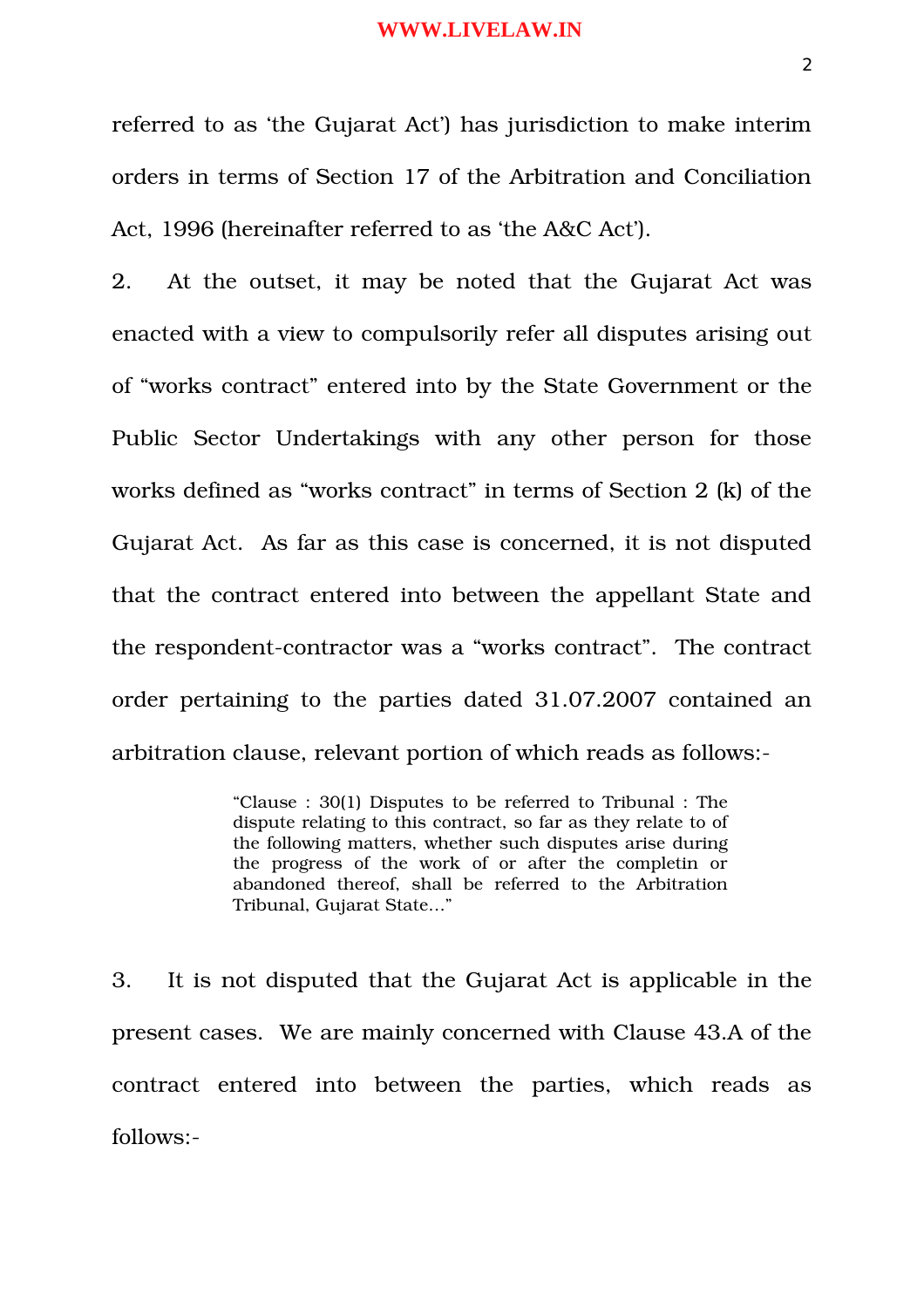referred to as 'the Gujarat Act') has jurisdiction to make interim orders in terms of Section 17 of the Arbitration and Conciliation Act, 1996 (hereinafter referred to as 'the A&C Act').

2. At the outset, it may be noted that the Gujarat Act was enacted with a view to compulsorily refer all disputes arising out of "works contract" entered into by the State Government or the Public Sector Undertakings with any other person for those works defined as "works contract" in terms of Section 2 (k) of the Gujarat Act. As far as this case is concerned, it is not disputed that the contract entered into between the appellant State and the respondent-contractor was a "works contract". The contract order pertaining to the parties dated 31.07.2007 contained an arbitration clause, relevant portion of which reads as follows:-

> "Clause : 30(1) Disputes to be referred to Tribunal : The dispute relating to this contract, so far as they relate to of the following matters, whether such disputes arise during the progress of the work of or after the completin or abandoned thereof, shall be referred to the Arbitration Tribunal, Gujarat State..."

3. It is not disputed that the Gujarat Act is applicable in the present cases. We are mainly concerned with Clause 43.A of the contract entered into between the parties, which reads as follows:-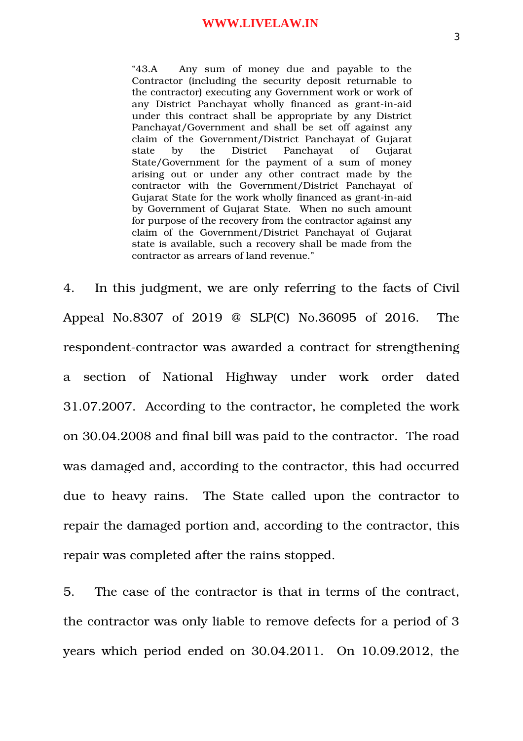> "43.A Any sum of money due and payable to the Contractor (including the security deposit returnable to the contractor) executing any Government work or work of any District Panchayat wholly financed as grant-in-aid under this contract shall be appropriate by any District Panchayat/Government and shall be set off against any claim of the Government/District Panchayat of Gujarat state by the District Panchayat of Gujarat State/Government for the payment of a sum of money arising out or under any other contract made by the contractor with the Government/District Panchayat of Gujarat State for the work wholly financed as grant-in-aid by Government of Gujarat State. When no such amount for purpose of the recovery from the contractor against any claim of the Government/District Panchayat of Gujarat state is available, such a recovery shall be made from the contractor as arrears of land revenue."

4. In this judgment, we are only referring to the facts of Civil Appeal No.8307 of 2019 @ SLP(C) No.36095 of 2016. The respondent-contractor was awarded a contract for strengthening a section of National Highway under work order dated 31.07.2007. According to the contractor, he completed the work on 30.04.2008 and final bill was paid to the contractor. The road was damaged and, according to the contractor, this had occurred due to heavy rains. The State called upon the contractor to repair the damaged portion and, according to the contractor, this repair was completed after the rains stopped.

5. The case of the contractor is that in terms of the contract, the contractor was only liable to remove defects for a period of 3 years which period ended on 30.04.2011. On 10.09.2012, the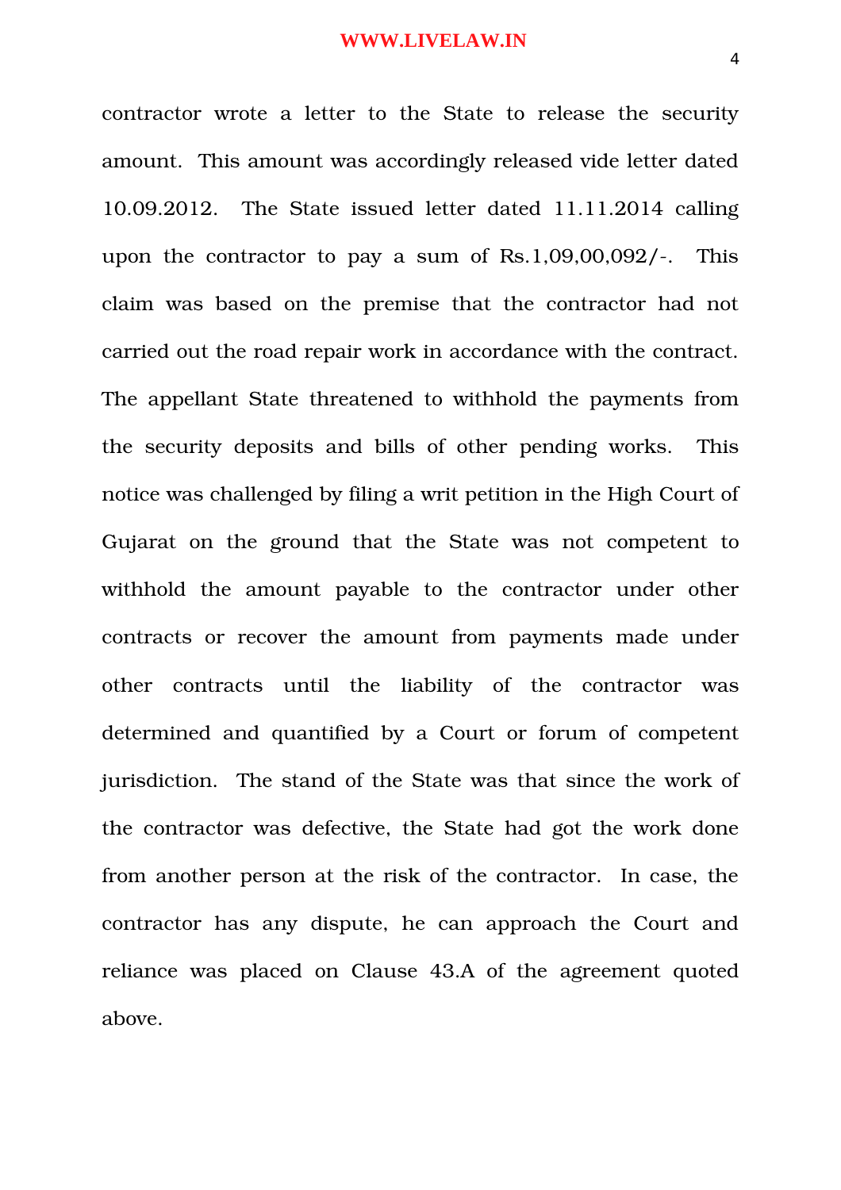contractor wrote a letter to the State to release the security amount. This amount was accordingly released vide letter dated 10.09.2012. The State issued letter dated 11.11.2014 calling upon the contractor to pay a sum of Rs.1,09,00,092/-. This claim was based on the premise that the contractor had not carried out the road repair work in accordance with the contract. The appellant State threatened to withhold the payments from the security deposits and bills of other pending works. This notice was challenged by filing a writ petition in the High Court of Gujarat on the ground that the State was not competent to withhold the amount payable to the contractor under other contracts or recover the amount from payments made under other contracts until the liability of the contractor was determined and quantified by a Court or forum of competent jurisdiction. The stand of the State was that since the work of the contractor was defective, the State had got the work done from another person at the risk of the contractor. In case, the contractor has any dispute, he can approach the Court and reliance was placed on Clause 43.A of the agreement quoted above.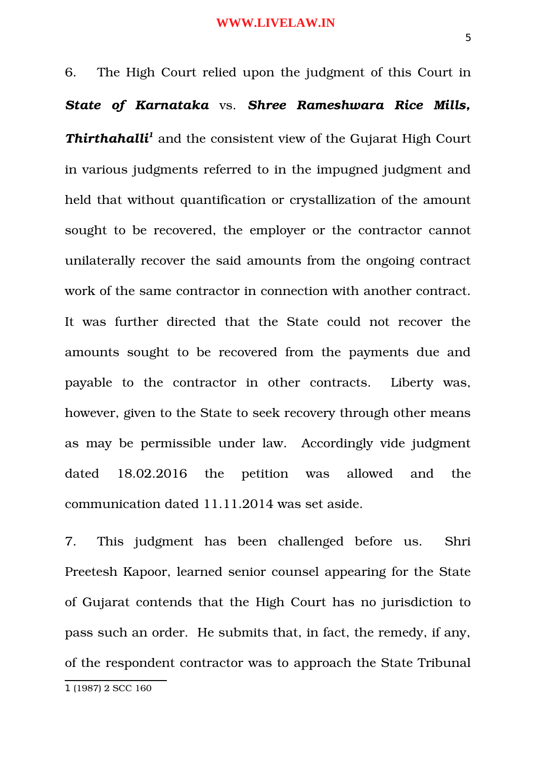6. The High Court relied upon the judgment of this Court in ***State of Karnataka*** vs. ***Shree Rameshwara Rice Mills, Thirthahalli***[1] and the consistent view of the Gujarat High Court in various judgments referred to in the impugned judgment and held that without quantification or crystallization of the amount sought to be recovered, the employer or the contractor cannot unilaterally recover the said amounts from the ongoing contract work of the same contractor in connection with another contract. It was further directed that the State could not recover the amounts sought to be recovered from the payments due and payable to the contractor in other contracts. Liberty was, however, given to the State to seek recovery through other means as may be permissible under law. Accordingly vide judgment dated 18.02.2016 the petition was allowed and the communication dated 11.11.2014 was set aside.

7. This judgment has been challenged before us. Shri Preetesh Kapoor, learned senior counsel appearing for the State of Gujarat contends that the High Court has no jurisdiction to pass such an order. He submits that, in fact, the remedy, if any, of the respondent contractor was to approach the State Tribunal

---

1 (1987) 2 SCC 160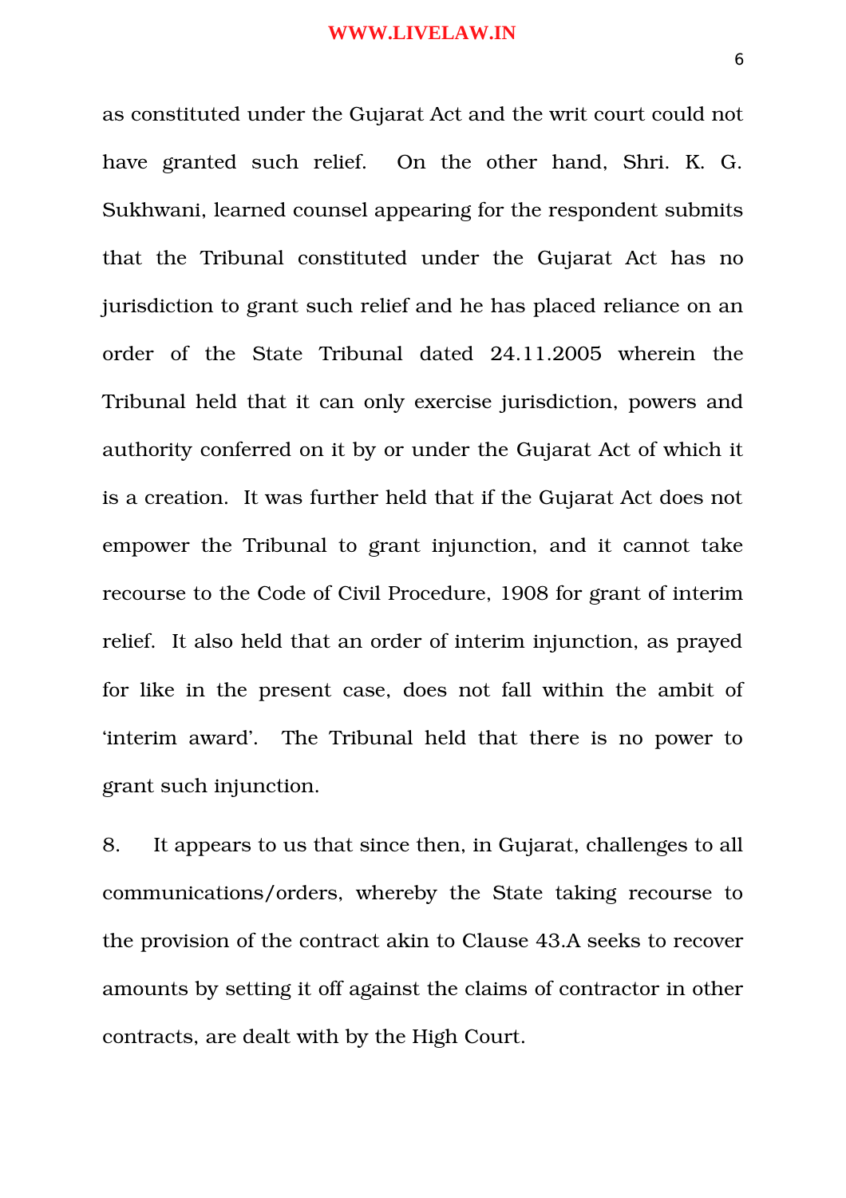as constituted under the Gujarat Act and the writ court could not have granted such relief. On the other hand, Shri. K. G. Sukhwani, learned counsel appearing for the respondent submits that the Tribunal constituted under the Gujarat Act has no jurisdiction to grant such relief and he has placed reliance on an order of the State Tribunal dated 24.11.2005 wherein the Tribunal held that it can only exercise jurisdiction, powers and authority conferred on it by or under the Gujarat Act of which it is a creation. It was further held that if the Gujarat Act does not empower the Tribunal to grant injunction, and it cannot take recourse to the Code of Civil Procedure, 1908 for grant of interim relief. It also held that an order of interim injunction, as prayed for like in the present case, does not fall within the ambit of 'interim award'. The Tribunal held that there is no power to grant such injunction.

8. It appears to us that since then, in Gujarat, challenges to all communications/orders, whereby the State taking recourse to the provision of the contract akin to Clause 43.A seeks to recover amounts by setting it off against the claims of contractor in other contracts, are dealt with by the High Court.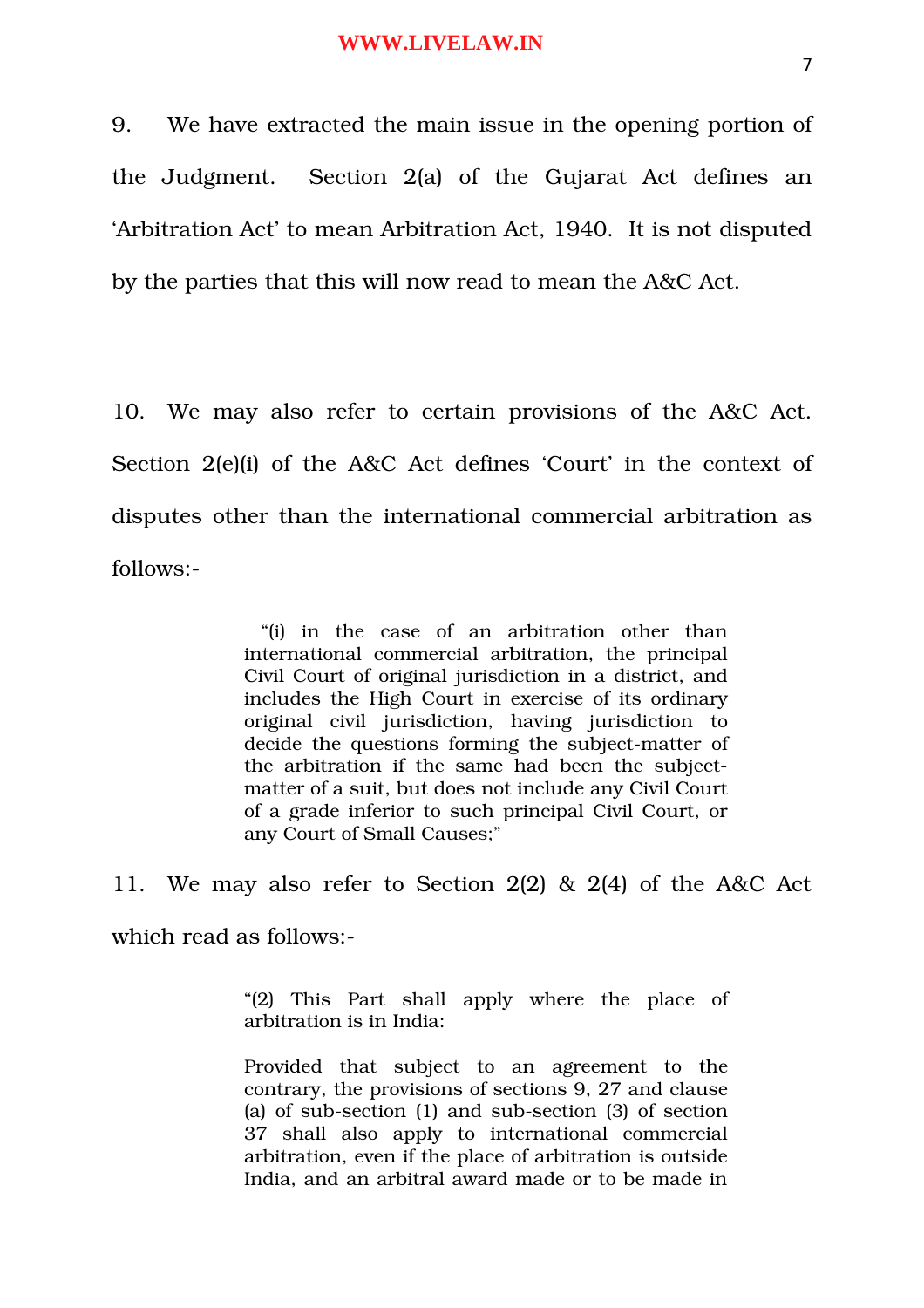9. We have extracted the main issue in the opening portion of the Judgment. Section 2(a) of the Gujarat Act defines an 'Arbitration Act' to mean Arbitration Act, 1940. It is not disputed by the parties that this will now read to mean the A&C Act.

10. We may also refer to certain provisions of the A&C Act. Section 2(e)(i) of the A&C Act defines 'Court' in the context of disputes other than the international commercial arbitration as follows:-

> "(i) in the case of an arbitration other than international commercial arbitration, the principal Civil Court of original jurisdiction in a district, and includes the High Court in exercise of its ordinary original civil jurisdiction, having jurisdiction to decide the questions forming the subject-matter of the arbitration if the same had been the subject-matter of a suit, but does not include any Civil Court of a grade inferior to such principal Civil Court, or any Court of Small Causes;"

11. We may also refer to Section 2(2) & 2(4) of the A&C Act which read as follows:-

> "(2) This Part shall apply where the place of arbitration is in India:
>
> Provided that subject to an agreement to the contrary, the provisions of sections 9, 27 and clause (a) of sub-section (1) and sub-section (3) of section 37 shall also apply to international commercial arbitration, even if the place of arbitration is outside India, and an arbitral award made or to be made in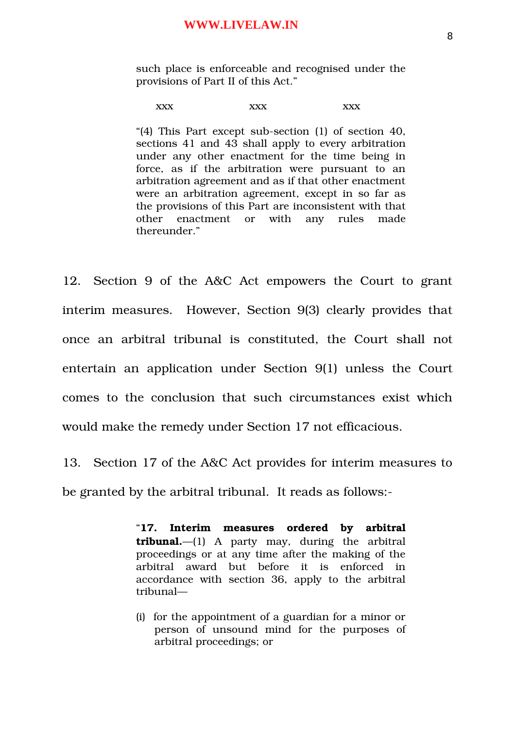> such place is enforceable and recognised under the provisions of Part II of this Act."
>
> xxx xxx xxx
>
> "(4) This Part except sub-section (1) of section 40, sections 41 and 43 shall apply to every arbitration under any other enactment for the time being in force, as if the arbitration were pursuant to an arbitration agreement and as if that other enactment were an arbitration agreement, except in so far as the provisions of this Part are inconsistent with that other enactment or with any rules made thereunder."

12. Section 9 of the A&C Act empowers the Court to grant interim measures. However, Section 9(3) clearly provides that once an arbitral tribunal is constituted, the Court shall not entertain an application under Section 9(1) unless the Court comes to the conclusion that such circumstances exist which would make the remedy under Section 17 not efficacious.

13. Section 17 of the A&C Act provides for interim measures to be granted by the arbitral tribunal. It reads as follows:-

> "**17. Interim measures ordered by arbitral tribunal.**—(1) A party may, during the arbitral proceedings or at any time after the making of the arbitral award but before it is enforced in accordance with section 36, apply to the arbitral tribunal—
>
> (i) for the appointment of a guardian for a minor or person of unsound mind for the purposes of arbitral proceedings; or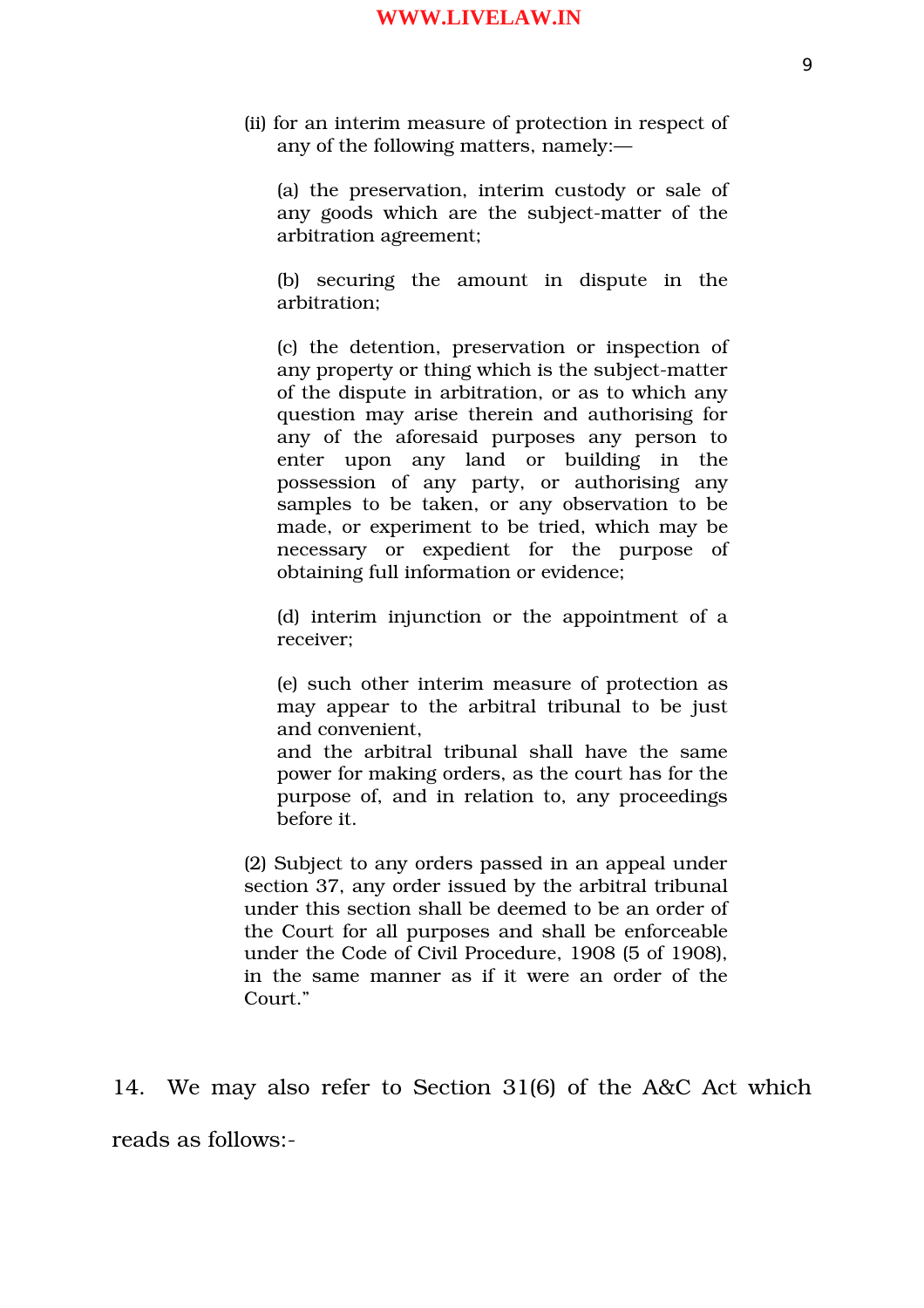(ii) for an interim measure of protection in respect of any of the following matters, namely:—

(a) the preservation, interim custody or sale of any goods which are the subject-matter of the arbitration agreement;

(b) securing the amount in dispute in the arbitration;

(c) the detention, preservation or inspection of any property or thing which is the subject-matter of the dispute in arbitration, or as to which any question may arise therein and authorising for any of the aforesaid purposes any person to enter upon any land or building in the possession of any party, or authorising any samples to be taken, or any observation to be made, or experiment to be tried, which may be necessary or expedient for the purpose of obtaining full information or evidence;

(d) interim injunction or the appointment of a receiver;

(e) such other interim measure of protection as may appear to the arbitral tribunal to be just and convenient,

and the arbitral tribunal shall have the same power for making orders, as the court has for the purpose of, and in relation to, any proceedings before it.

(2) Subject to any orders passed in an appeal under section 37, any order issued by the arbitral tribunal under this section shall be deemed to be an order of the Court for all purposes and shall be enforceable under the Code of Civil Procedure, 1908 (5 of 1908), in the same manner as if it were an order of the Court."

14. We may also refer to Section 31(6) of the A&C Act which reads as follows:-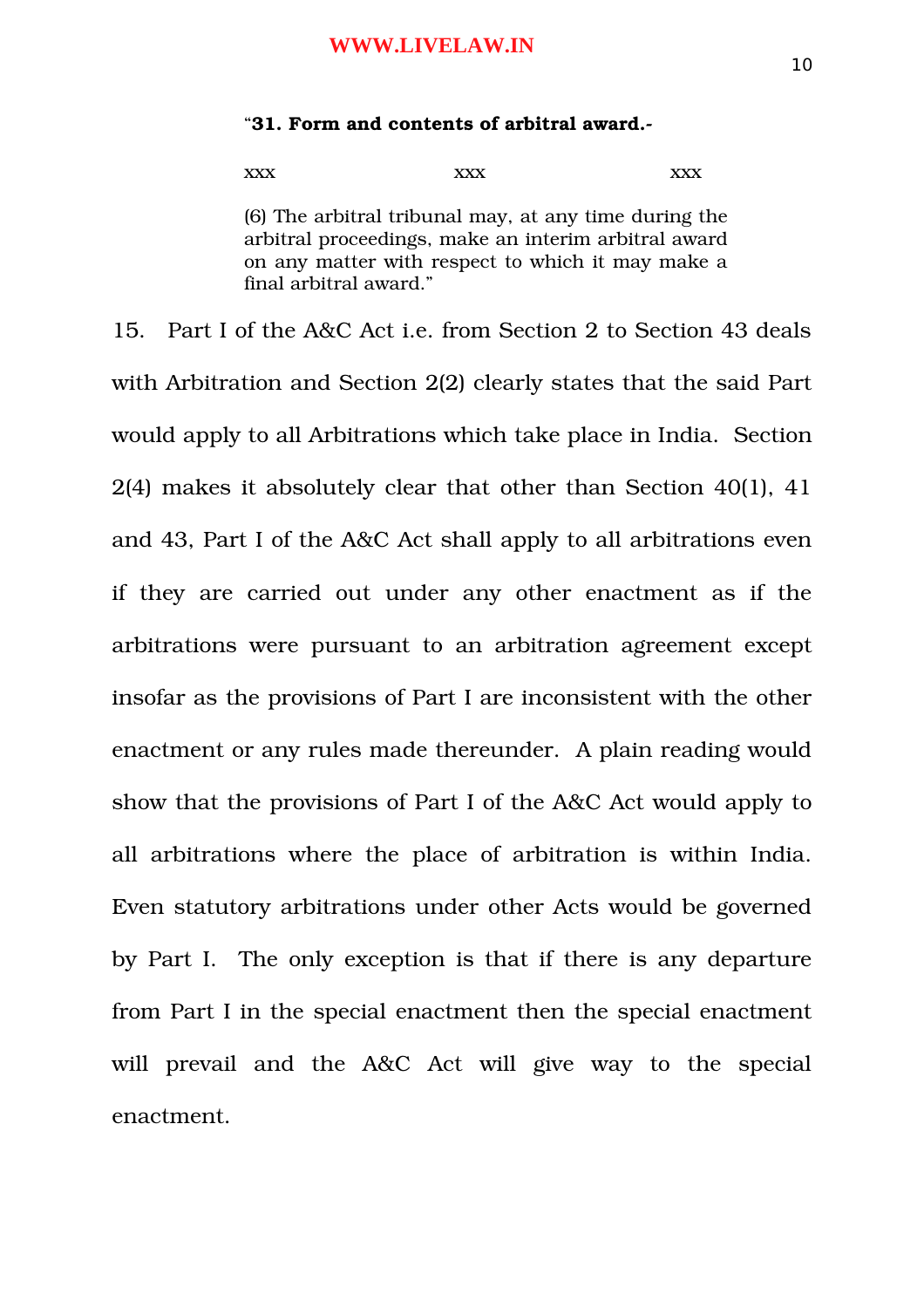> "**31. Form and contents of arbitral award.-**
>
> xxx xxx xxx
>
> (6) The arbitral tribunal may, at any time during the arbitral proceedings, make an interim arbitral award on any matter with respect to which it may make a final arbitral award."

15. Part I of the A&C Act i.e. from Section 2 to Section 43 deals with Arbitration and Section 2(2) clearly states that the said Part would apply to all Arbitrations which take place in India. Section 2(4) makes it absolutely clear that other than Section 40(1), 41 and 43, Part I of the A&C Act shall apply to all arbitrations even if they are carried out under any other enactment as if the arbitrations were pursuant to an arbitration agreement except insofar as the provisions of Part I are inconsistent with the other enactment or any rules made thereunder. A plain reading would show that the provisions of Part I of the A&C Act would apply to all arbitrations where the place of arbitration is within India. Even statutory arbitrations under other Acts would be governed by Part I. The only exception is that if there is any departure from Part I in the special enactment then the special enactment will prevail and the A&C Act will give way to the special enactment.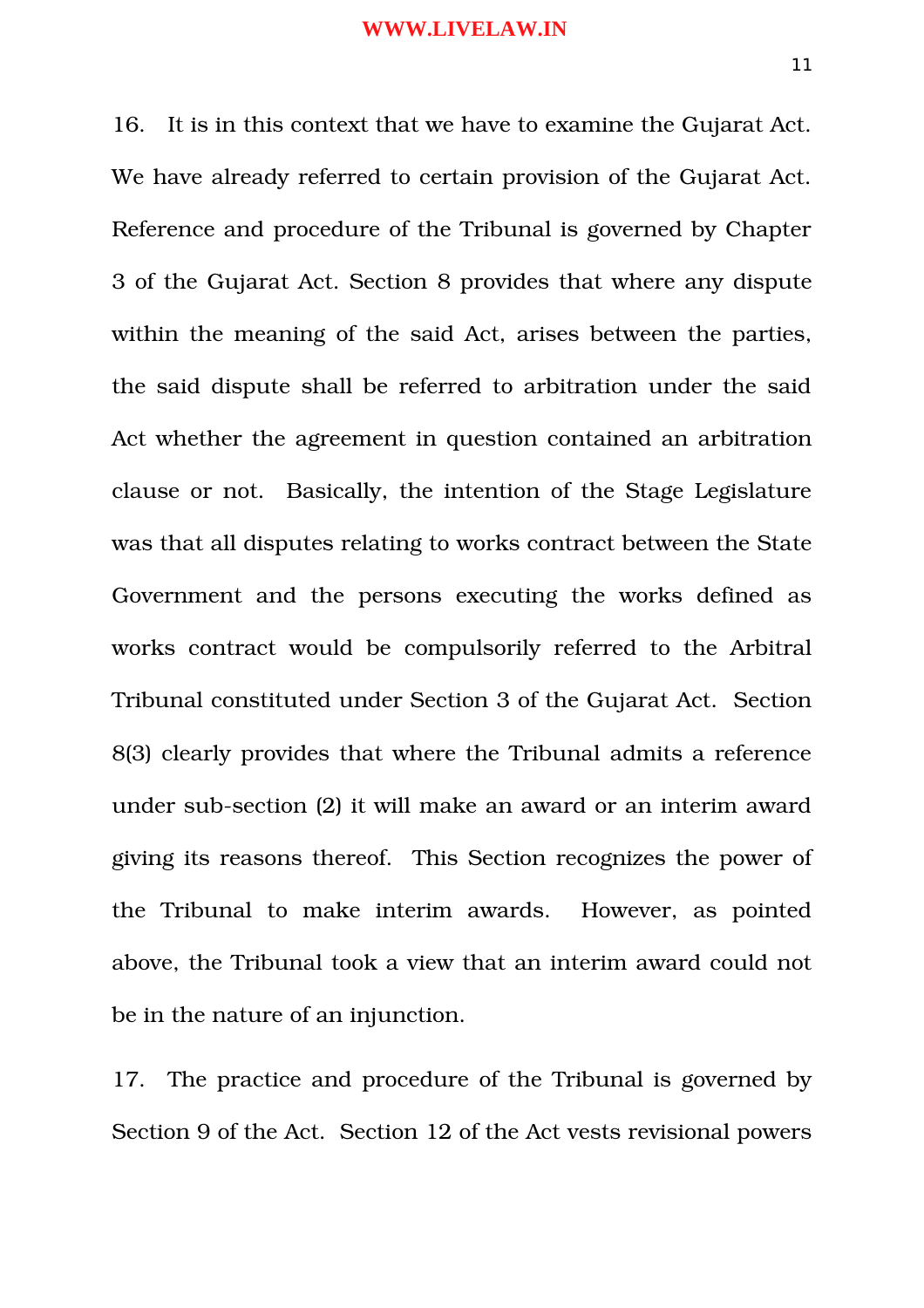16. It is in this context that we have to examine the Gujarat Act. We have already referred to certain provision of the Gujarat Act. Reference and procedure of the Tribunal is governed by Chapter 3 of the Gujarat Act. Section 8 provides that where any dispute within the meaning of the said Act, arises between the parties, the said dispute shall be referred to arbitration under the said Act whether the agreement in question contained an arbitration clause or not. Basically, the intention of the Stage Legislature was that all disputes relating to works contract between the State Government and the persons executing the works defined as works contract would be compulsorily referred to the Arbitral Tribunal constituted under Section 3 of the Gujarat Act. Section 8(3) clearly provides that where the Tribunal admits a reference under sub-section (2) it will make an award or an interim award giving its reasons thereof. This Section recognizes the power of the Tribunal to make interim awards. However, as pointed above, the Tribunal took a view that an interim award could not be in the nature of an injunction.

17. The practice and procedure of the Tribunal is governed by Section 9 of the Act. Section 12 of the Act vests revisional powers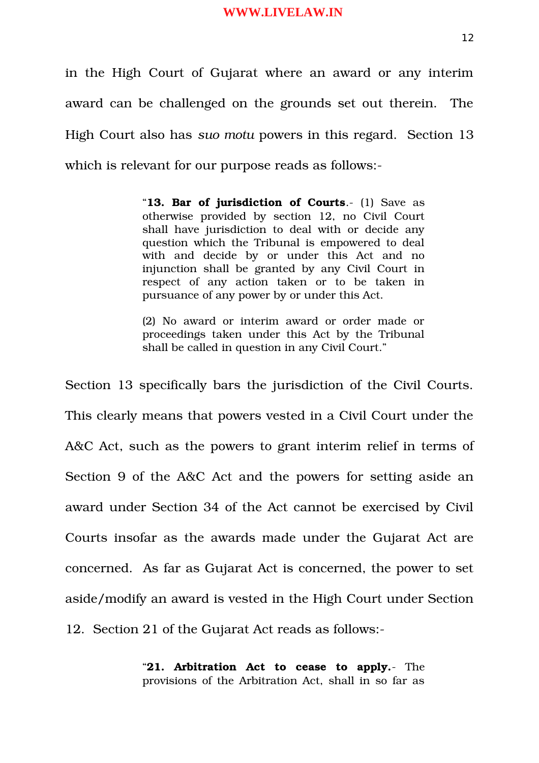in the High Court of Gujarat where an award or any interim award can be challenged on the grounds set out therein. The High Court also has *suo motu* powers in this regard. Section 13 which is relevant for our purpose reads as follows:-

> "**13. Bar of jurisdiction of Courts**.- (1) Save as otherwise provided by section 12, no Civil Court shall have jurisdiction to deal with or decide any question which the Tribunal is empowered to deal with and decide by or under this Act and no injunction shall be granted by any Civil Court in respect of any action taken or to be taken in pursuance of any power by or under this Act.
>
> (2) No award or interim award or order made or proceedings taken under this Act by the Tribunal shall be called in question in any Civil Court."

Section 13 specifically bars the jurisdiction of the Civil Courts. This clearly means that powers vested in a Civil Court under the A&C Act, such as the powers to grant interim relief in terms of Section 9 of the A&C Act and the powers for setting aside an award under Section 34 of the Act cannot be exercised by Civil Courts insofar as the awards made under the Gujarat Act are concerned. As far as Gujarat Act is concerned, the power to set aside/modify an award is vested in the High Court under Section 12. Section 21 of the Gujarat Act reads as follows:-

> "**21. Arbitration Act to cease to apply.**- The provisions of the Arbitration Act, shall in so far as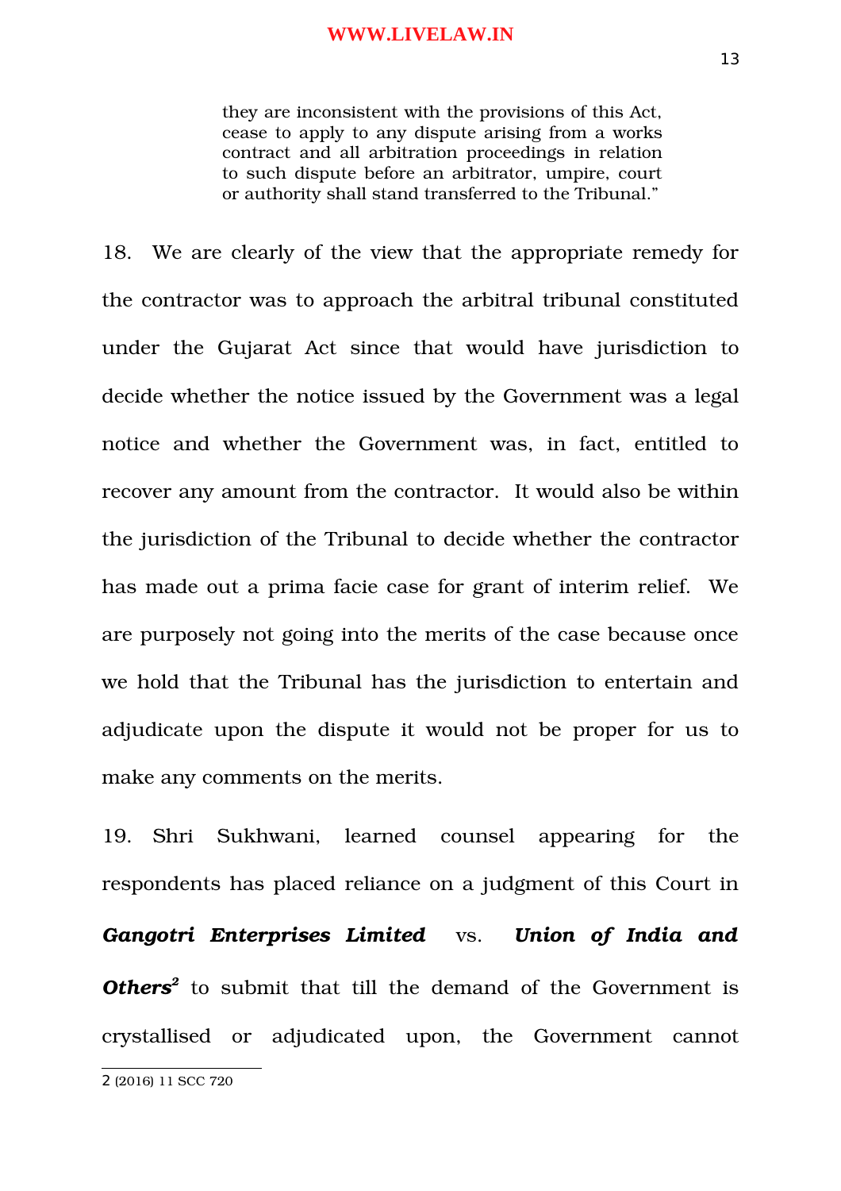> they are inconsistent with the provisions of this Act, cease to apply to any dispute arising from a works contract and all arbitration proceedings in relation to such dispute before an arbitrator, umpire, court or authority shall stand transferred to the Tribunal."

18. We are clearly of the view that the appropriate remedy for the contractor was to approach the arbitral tribunal constituted under the Gujarat Act since that would have jurisdiction to decide whether the notice issued by the Government was a legal notice and whether the Government was, in fact, entitled to recover any amount from the contractor. It would also be within the jurisdiction of the Tribunal to decide whether the contractor has made out a prima facie case for grant of interim relief. We are purposely not going into the merits of the case because once we hold that the Tribunal has the jurisdiction to entertain and adjudicate upon the dispute it would not be proper for us to make any comments on the merits.

19. Shri Sukhwani, learned counsel appearing for the respondents has placed reliance on a judgment of this Court in ***Gangotri Enterprises Limited*** vs. ***Union of India and Others***[2] to submit that till the demand of the Government is crystallised or adjudicated upon, the Government cannot

---

2 (2016) 11 SCC 720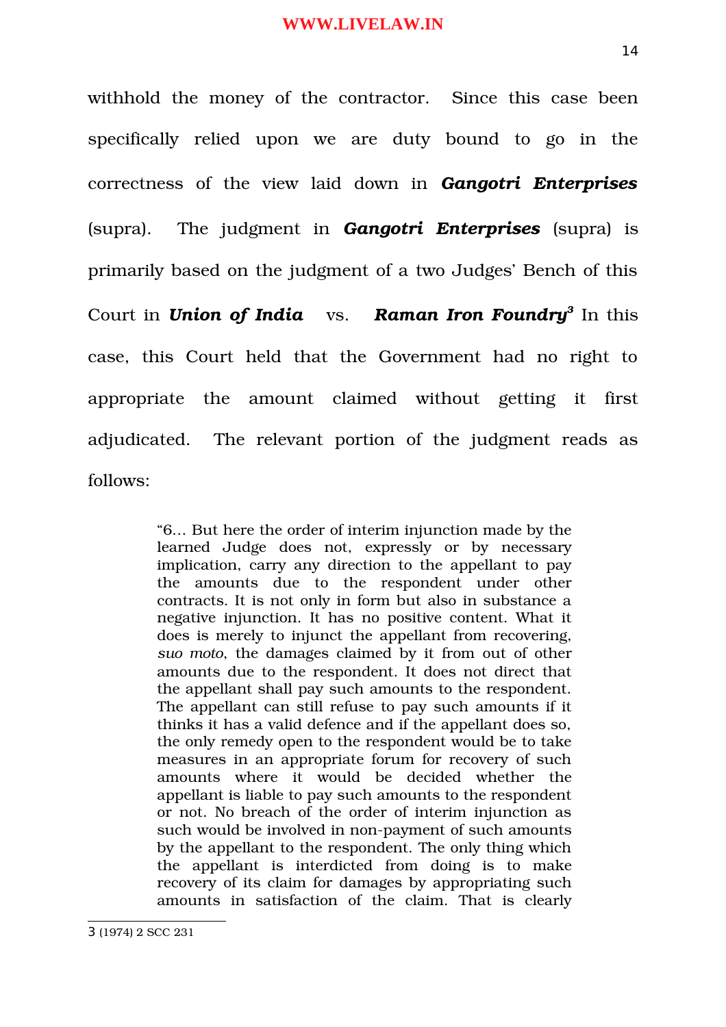withhold the money of the contractor. Since this case been specifically relied upon we are duty bound to go in the correctness of the view laid down in ***Gangotri Enterprises*** (supra). The judgment in ***Gangotri Enterprises*** (supra) is primarily based on the judgment of a two Judges' Bench of this Court in ***Union of India*** vs. ***Raman Iron Foundry***[3] In this case, this Court held that the Government had no right to appropriate the amount claimed without getting it first adjudicated. The relevant portion of the judgment reads as follows:

> "6… But here the order of interim injunction made by the learned Judge does not, expressly or by necessary implication, carry any direction to the appellant to pay the amounts due to the respondent under other contracts. It is not only in form but also in substance a negative injunction. It has no positive content. What it does is merely to injunct the appellant from recovering, *suo moto*, the damages claimed by it from out of other amounts due to the respondent. It does not direct that the appellant shall pay such amounts to the respondent. The appellant can still refuse to pay such amounts if it thinks it has a valid defence and if the appellant does so, the only remedy open to the respondent would be to take measures in an appropriate forum for recovery of such amounts where it would be decided whether the appellant is liable to pay such amounts to the respondent or not. No breach of the order of interim injunction as such would be involved in non-payment of such amounts by the appellant to the respondent. The only thing which the appellant is interdicted from doing is to make recovery of its claim for damages by appropriating such amounts in satisfaction of the claim. That is clearly

---

3 (1974) 2 SCC 231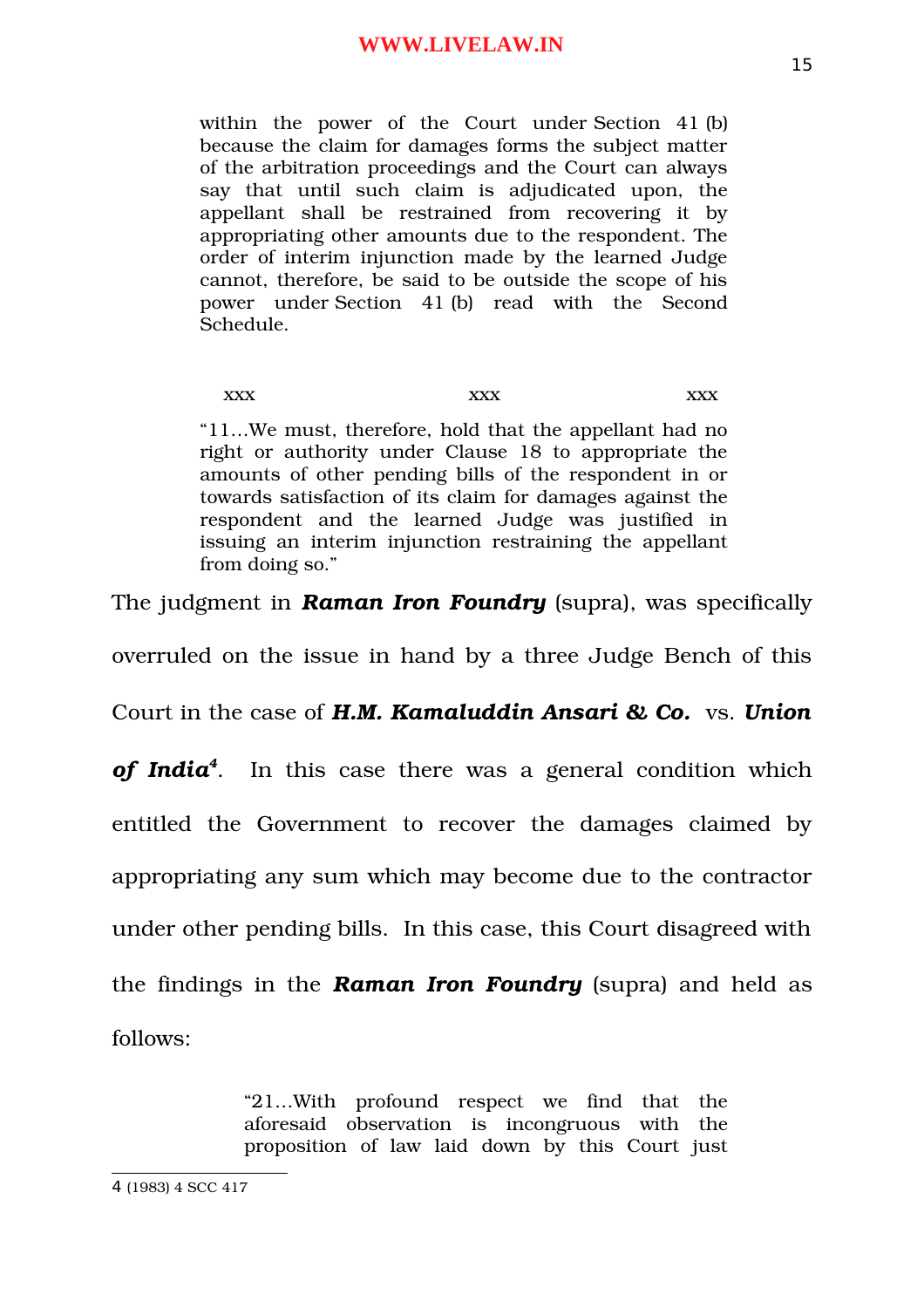> within the power of the Court under Section 41 (b) because the claim for damages forms the subject matter of the arbitration proceedings and the Court can always say that until such claim is adjudicated upon, the appellant shall be restrained from recovering it by appropriating other amounts due to the respondent. The order of interim injunction made by the learned Judge cannot, therefore, be said to be outside the scope of his power under Section 41 (b) read with the Second Schedule.
>
> xxx xxx xxx
>
> "11…We must, therefore, hold that the appellant had no right or authority under Clause 18 to appropriate the amounts of other pending bills of the respondent in or towards satisfaction of its claim for damages against the respondent and the learned Judge was justified in issuing an interim injunction restraining the appellant from doing so."

The judgment in ***Raman Iron Foundry*** (supra), was specifically overruled on the issue in hand by a three Judge Bench of this Court in the case of ***H.M. Kamaluddin Ansari & Co.*** vs. ***Union of India***[4]. In this case there was a general condition which entitled the Government to recover the damages claimed by appropriating any sum which may become due to the contractor under other pending bills. In this case, this Court disagreed with the findings in the ***Raman Iron Foundry*** (supra) and held as follows:

> "21…With profound respect we find that the aforesaid observation is incongruous with the proposition of law laid down by this Court just

4 (1983) 4 SCC 417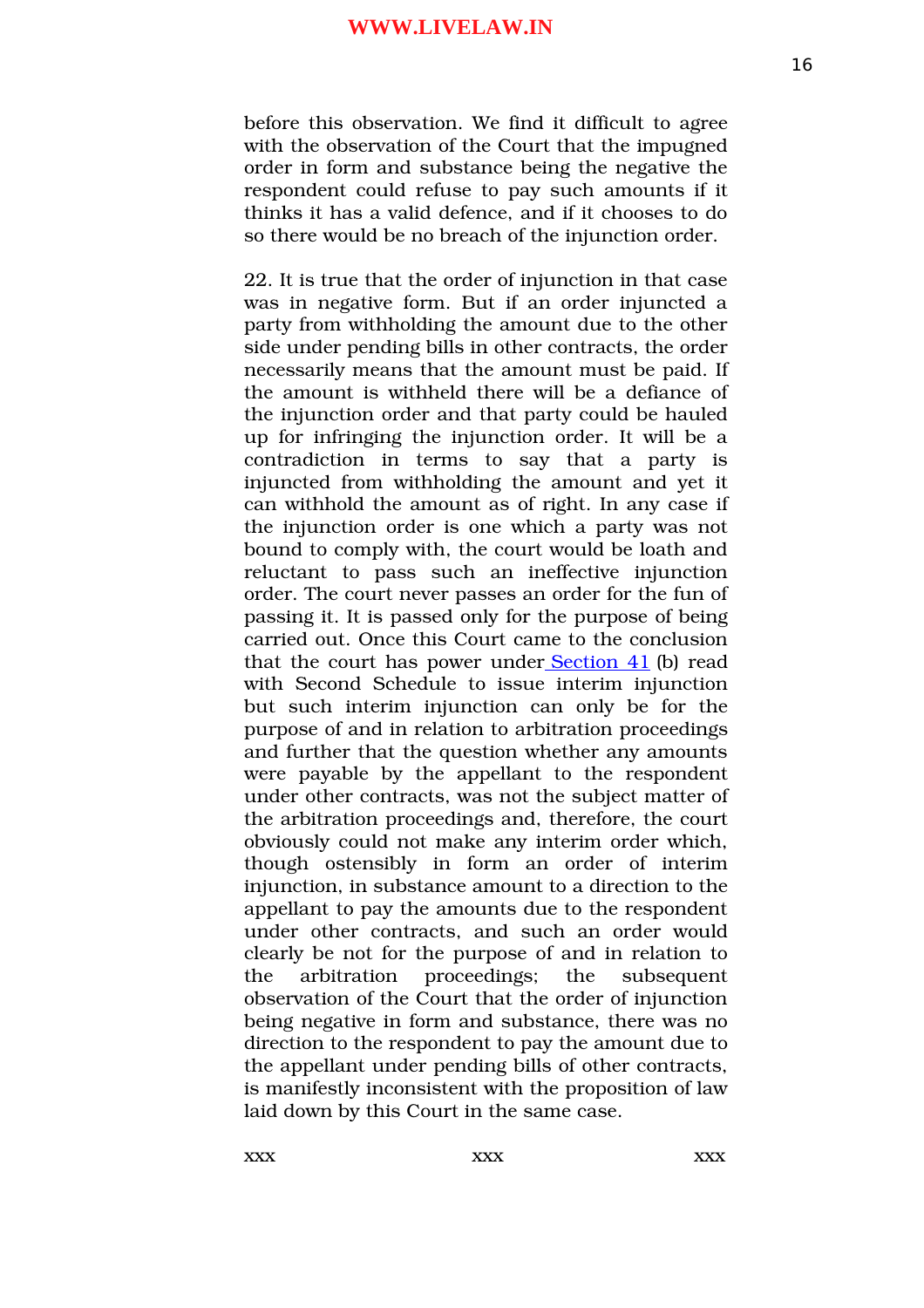before this observation. We find it difficult to agree with the observation of the Court that the impugned order in form and substance being the negative the respondent could refuse to pay such amounts if it thinks it has a valid defence, and if it chooses to do so there would be no breach of the injunction order.

22. It is true that the order of injunction in that case was in negative form. But if an order injuncted a party from withholding the amount due to the other side under pending bills in other contracts, the order necessarily means that the amount must be paid. If the amount is withheld there will be a defiance of the injunction order and that party could be hauled up for infringing the injunction order. It will be a contradiction in terms to say that a party is injuncted from withholding the amount and yet it can withhold the amount as of right. In any case if the injunction order is one which a party was not bound to comply with, the court would be loath and reluctant to pass such an ineffective injunction order. The court never passes an order for the fun of passing it. It is passed only for the purpose of being carried out. Once this Court came to the conclusion that the court has power under Section 41 (b) read with Second Schedule to issue interim injunction but such interim injunction can only be for the purpose of and in relation to arbitration proceedings and further that the question whether any amounts were payable by the appellant to the respondent under other contracts, was not the subject matter of the arbitration proceedings and, therefore, the court obviously could not make any interim order which, though ostensibly in form an order of interim injunction, in substance amount to a direction to the appellant to pay the amounts due to the respondent under other contracts, and such an order would clearly be not for the purpose of and in relation to the arbitration proceedings; the subsequent observation of the Court that the order of injunction being negative in form and substance, there was no direction to the respondent to pay the amount due to the appellant under pending bills of other contracts, is manifestly inconsistent with the proposition of law laid down by this Court in the same case.

xxx xxx xxx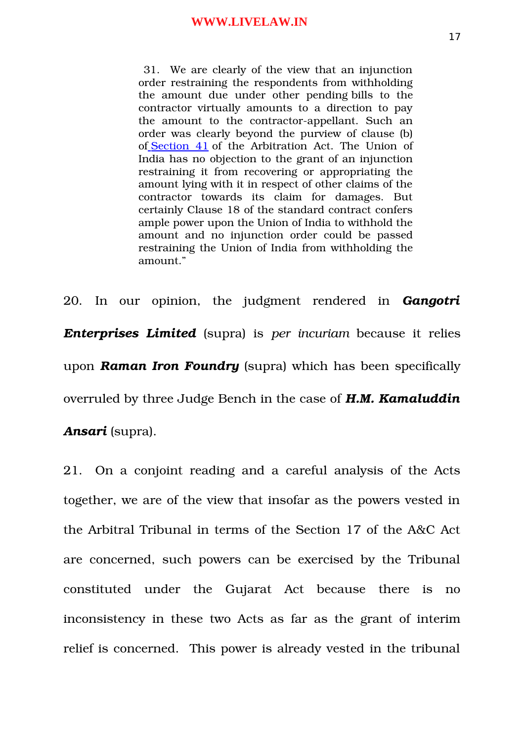> 31. We are clearly of the view that an injunction order restraining the respondents from withholding the amount due under other pending bills to the contractor virtually amounts to a direction to pay the amount to the contractor-appellant. Such an order was clearly beyond the purview of clause (b) of Section 41 of the Arbitration Act. The Union of India has no objection to the grant of an injunction restraining it from recovering or appropriating the amount lying with it in respect of other claims of the contractor towards its claim for damages. But certainly Clause 18 of the standard contract confers ample power upon the Union of India to withhold the amount and no injunction order could be passed restraining the Union of India from withholding the amount."

20. In our opinion, the judgment rendered in ***Gangotri Enterprises Limited*** (supra) is *per incuriam* because it relies upon ***Raman Iron Foundry*** (supra) which has been specifically overruled by three Judge Bench in the case of ***H.M. Kamaluddin Ansari*** (supra).

21. On a conjoint reading and a careful analysis of the Acts together, we are of the view that insofar as the powers vested in the Arbitral Tribunal in terms of the Section 17 of the A&C Act are concerned, such powers can be exercised by the Tribunal constituted under the Gujarat Act because there is no inconsistency in these two Acts as far as the grant of interim relief is concerned. This power is already vested in the tribunal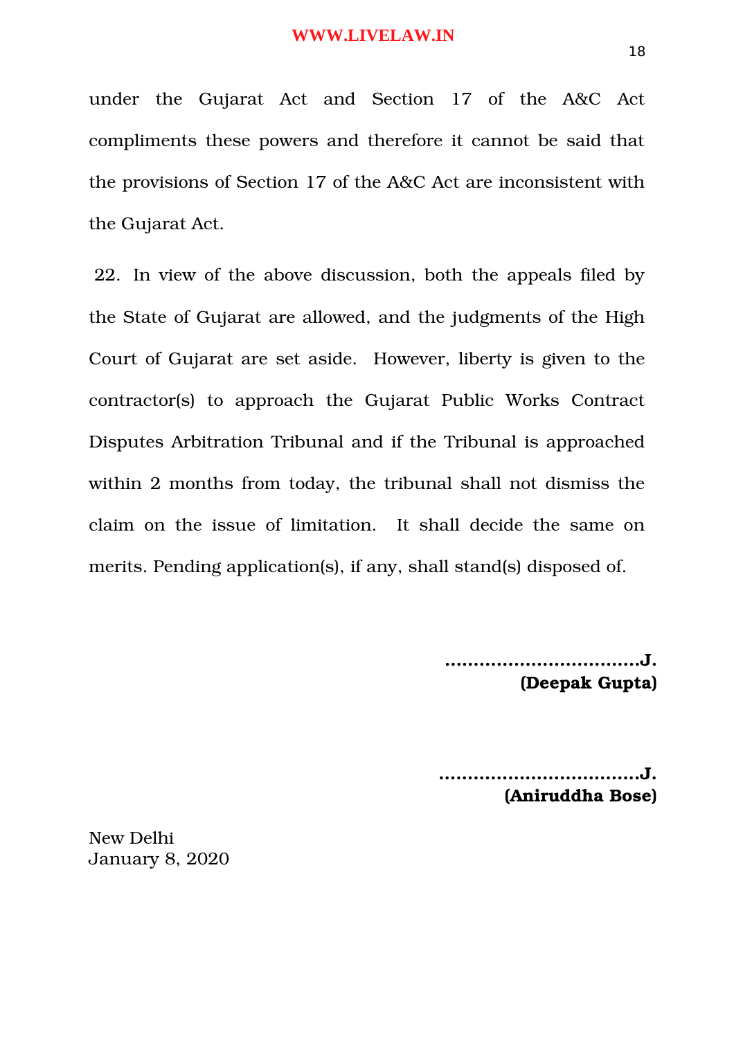under the Gujarat Act and Section 17 of the A&C Act compliments these powers and therefore it cannot be said that the provisions of Section 17 of the A&C Act are inconsistent with the Gujarat Act.

22. In view of the above discussion, both the appeals filed by the State of Gujarat are allowed, and the judgments of the High Court of Gujarat are set aside. However, liberty is given to the contractor(s) to approach the Gujarat Public Works Contract Disputes Arbitration Tribunal and if the Tribunal is approached within 2 months from today, the tribunal shall not dismiss the claim on the issue of limitation. It shall decide the same on merits. Pending application(s), if any, shall stand(s) disposed of.

**…………………………….J.**
**(Deepak Gupta)**

**……………………………..J.**
**(Aniruddha Bose)**

New Delhi
January 8, 2020